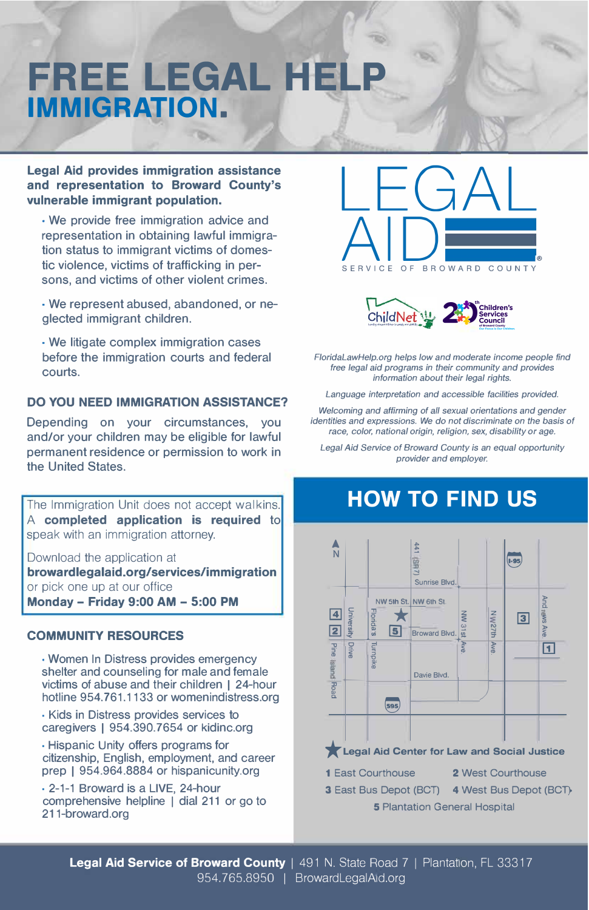# FREE LEGAL HELP
## IMMIGRATION.

**Legal Aid provides immigration assistance and representation to Broward County's vulnerable immigrant population.**

- We provide free immigration advice and representation in obtaining lawful immigration status to immigrant victims of domestic violence, victims of trafficking in persons, and victims of other violent crimes.
- We represent abused, abandoned, or neglected immigrant children.
- We litigate complex immigration cases before the immigration courts and federal courts.

### DO YOU NEED IMMIGRATION ASSISTANCE?

Depending on your circumstances, you and/or your children may be eligible for lawful permanent residence or permission to work in the United States.

The Immigration Unit does not accept walkins. A **completed application is required** to speak with an immigration attorney.

Download the application at **browardlegalaid.org/services/immigration** or pick one up at our office **Monday – Friday 9:00 AM – 5:00 PM**

### COMMUNITY RESOURCES

- Women In Distress provides emergency shelter and counseling for male and female victims of abuse and their children | 24-hour hotline 954.761.1133 or womenindistress.org
- Kids in Distress provides services to caregivers | 954.390.7654 or kidinc.org
- Hispanic Unity offers programs for citizenship, English, employment, and career prep | 954.964.8884 or hispanicunity.org
- 2-1-1 Broward is a LIVE, 24-hour comprehensive helpline | dial 211 or go to 211-broward.org

LEGAL AID
SERVICE OF BROWARD COUNTY

ChildNet | Children's Services Council of Broward County

*FloridaLawHelp.org helps low and moderate income people find free legal aid programs in their community and provides information about their legal rights.*

*Language interpretation and accessible facilities provided.*

*Welcoming and affirming of all sexual orientations and gender identities and expressions. We do not discriminate on the basis of race, color, national origin, religion, sex, disability or age.*

*Legal Aid Service of Broward County is an equal opportunity provider and employer.*

## HOW TO FIND US

★ **Legal Aid Center for Law and Social Justice**

**1** East Courthouse
**2** West Courthouse
**3** East Bus Depot (BCT)
**4** West Bus Depot (BCT)
**5** Plantation General Hospital

**Legal Aid Service of Broward County** | 491 N. State Road 7 | Plantation, FL 33317
954.765.8950 | BrowardLegalAid.org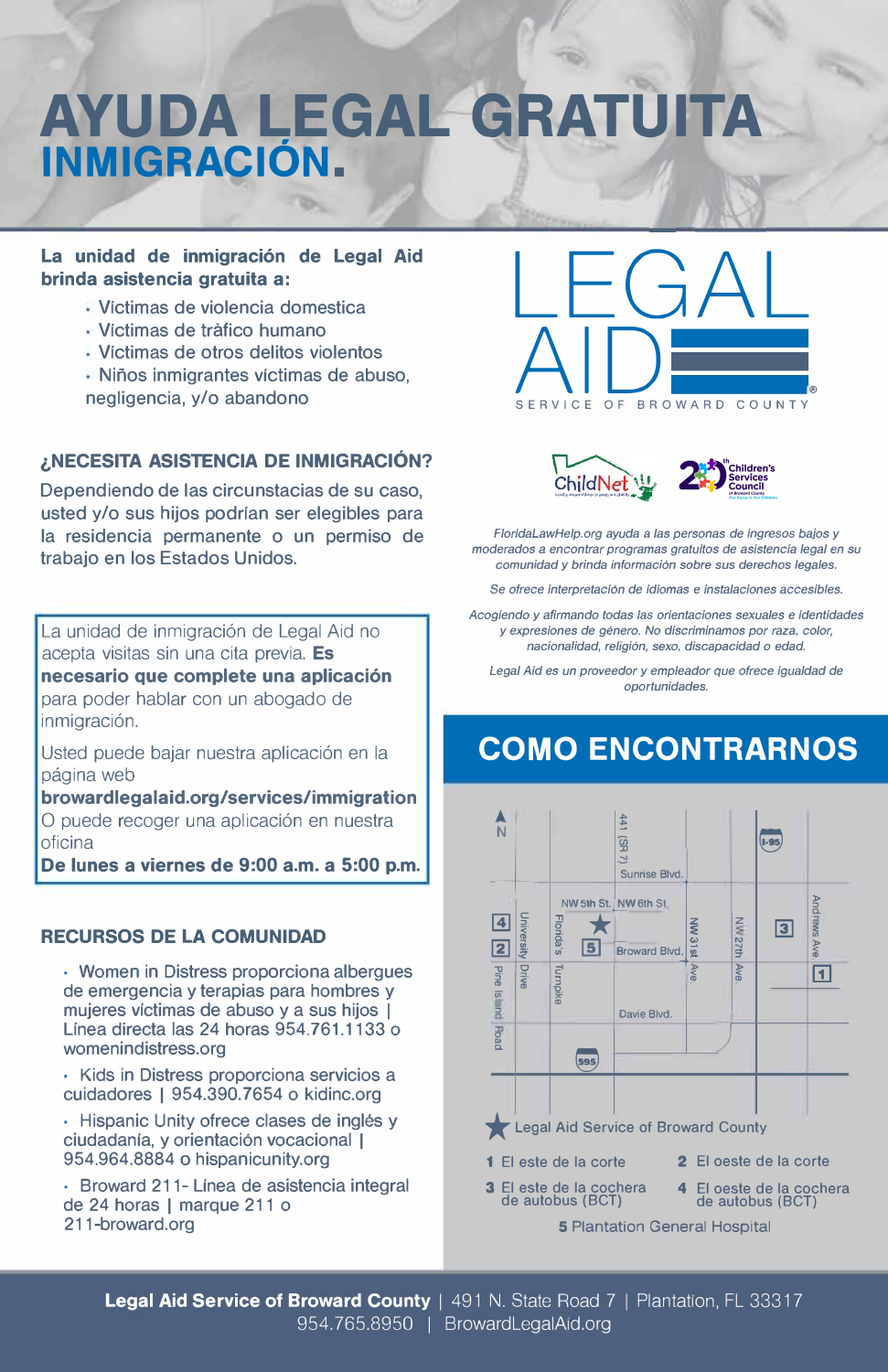# AYUDA LEGAL GRATUITA
## INMIGRACIÓN.

**La unidad de inmigración de Legal Aid brinda asistencia gratuita a:**

- Víctimas de violencia domestica
- Víctimas de tràfico humano
- Víctimas de otros delitos violentos
- Niños inmigrantes víctimas de abuso, negligencia, y/o abandono

LEGAL AID
SERVICE OF BROWARD COUNTY

### ¿NECESITA ASISTENCIA DE INMIGRACIÓN?

Dependiendo de las circunstacias de su caso, usted y/o sus hijos podrían ser elegibles para la residencia permanente o un permiso de trabajo en los Estados Unidos.

La unidad de inmigración de Legal Aid no acepta visitas sin una cita previa. **Es necesario que complete una aplicación** para poder hablar con un abogado de inmigración.

Usted puede bajar nuestra aplicación en la página web **browardlegalaid.org/services/immigration** O puede recoger una aplicación en nuestra oficina **De lunes a viernes de 9:00 a.m. a 5:00 p.m.**

*FloridaLawHelp.org ayuda a las personas de ingresos bajos y moderados a encontrar programas gratuitos de asistencia legal en su comunidad y brinda información sobre sus derechos legales.*

*Se ofrece interpretación de idiomas e instalaciones accesibles.*

*Acogiendo y afirmando todas las orientaciones sexuales e identidades y expresiones de género. No discriminamos por raza, color, nacionalidad, religión, sexo, discapacidad o edad.*

*Legal Aid es un proveedor y empleador que ofrece igualdad de oportunidades.*

### RECURSOS DE LA COMUNIDAD

- Women in Distress proporciona albergues de emergencia y terapias para hombres y mujeres víctimas de abuso y a sus hijos | Línea directa las 24 horas 954.761.1133 o womenindistress.org
- Kids in Distress proporciona servicios a cuidadores | 954.390.7654 o kidinc.org
- Hispanic Unity ofrece clases de inglés y ciudadanía, y orientación vocacional | 954.964.8884 o hispanicunity.org
- Broward 211- Línea de asistencia integral de 24 horas | marque 211 o 211-broward.org

### COMO ENCONTRARNOS

N
441 (SR 7)
Sunrise Blvd.
NW 5th St.
NW 6th St.
University Drive
Florida's Turnpike
Broward Blvd.
NW 31st Ave
NW 27th Ave
Andrews Ave
I-95
Pine Island Road
Davie Blvd.
595

★ Legal Aid Service of Broward County

1 El este de la corte
2 El oeste de la corte
3 El este de la cochera de autobus (BCT)
4 El oeste de la cochera de autobus (BCT)
5 Plantation General Hospital

**Legal Aid Service of Broward County** | 491 N. State Road 7 | Plantation, FL 33317
954.765.8950 | BrowardLegalAid.org